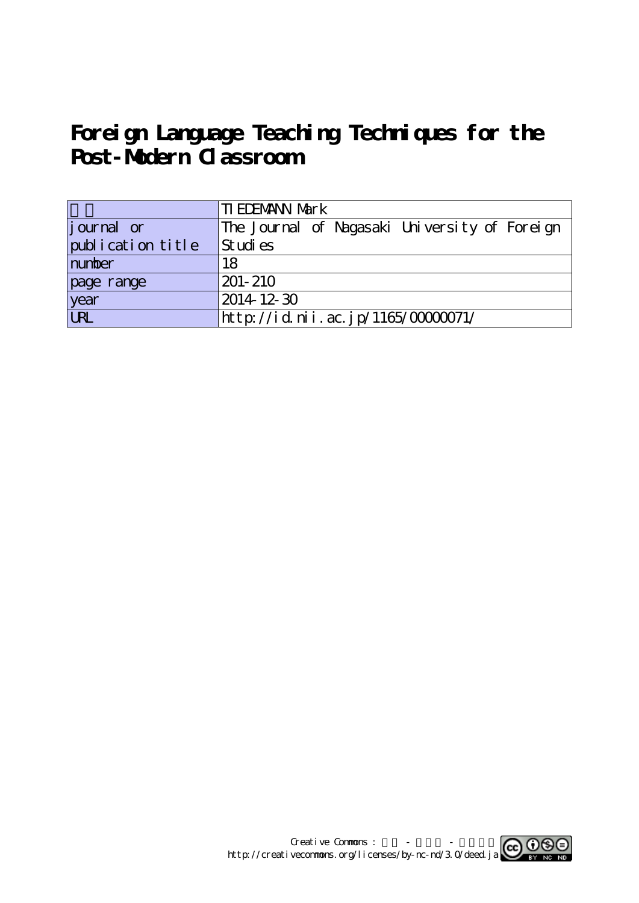# Foreign Language Teaching Techniques for the Post-Modern Classroom

| | |
|---|---|
| 著者 | TIEDEMANN Mark |
| journal or publication title | The Journal of Nagasaki University of Foreign Studies |
| number | 18 |
| page range | 201-210 |
| year | 2014-12-30 |
| URL | http://id.nii.ac.jp/1165/00000071/ |

Creative Commons : 表示 - 非営利 - 改変禁止
http://creativecommons.org/licenses/by-nc-nd/3.0/deed.ja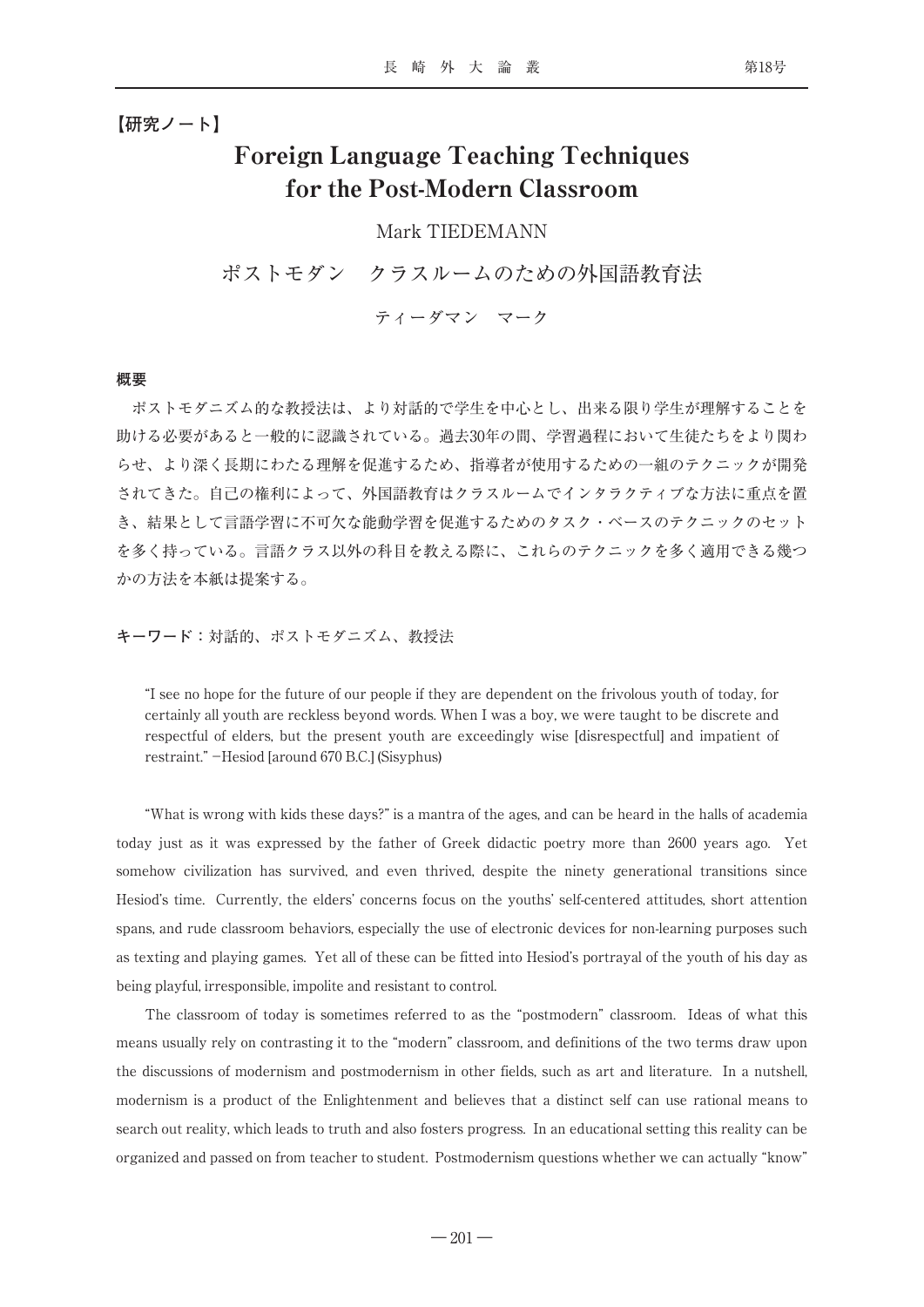【研究ノート】

# Foreign Language Teaching Techniques for the Post-Modern Classroom

Mark TIEDEMANN

# ポストモダン　クラスルームのための外国語教育法

ティーダマン　マーク

**概要**

ポストモダニズム的な教授法は、より対話的で学生を中心とし、出来る限り学生が理解することを助ける必要があると一般的に認識されている。過去30年の間、学習過程において生徒たちをより関わらせ、より深く長期にわたる理解を促進するため、指導者が使用するための一組のテクニックが開発されてきた。自己の権利によって、外国語教育はクラスルームでインタラクティブな方法に重点を置き、結果として言語学習に不可欠な能動学習を促進するためのタスク・ベースのテクニックのセットを多く持っている。言語クラス以外の科目を教える際に、これらのテクニックを多く適用できる幾つかの方法を本紙は提案する。

**キーワード**：対話的、ポストモダニズム、教授法

> "I see no hope for the future of our people if they are dependent on the frivolous youth of today, for certainly all youth are reckless beyond words. When I was a boy, we were taught to be discrete and respectful of elders, but the present youth are exceedingly wise [disrespectful] and impatient of restraint." —Hesiod [around 670 B.C.] (Sisyphus)

"What is wrong with kids these days?" is a mantra of the ages, and can be heard in the halls of academia today just as it was expressed by the father of Greek didactic poetry more than 2600 years ago. Yet somehow civilization has survived, and even thrived, despite the ninety generational transitions since Hesiod's time. Currently, the elders' concerns focus on the youths' self-centered attitudes, short attention spans, and rude classroom behaviors, especially the use of electronic devices for non-learning purposes such as texting and playing games. Yet all of these can be fitted into Hesiod's portrayal of the youth of his day as being playful, irresponsible, impolite and resistant to control.

The classroom of today is sometimes referred to as the "postmodern" classroom. Ideas of what this means usually rely on contrasting it to the "modern" classroom, and definitions of the two terms draw upon the discussions of modernism and postmodernism in other fields, such as art and literature. In a nutshell, modernism is a product of the Enlightenment and believes that a distinct self can use rational means to search out reality, which leads to truth and also fosters progress. In an educational setting this reality can be organized and passed on from teacher to student. Postmodernism questions whether we can actually "know"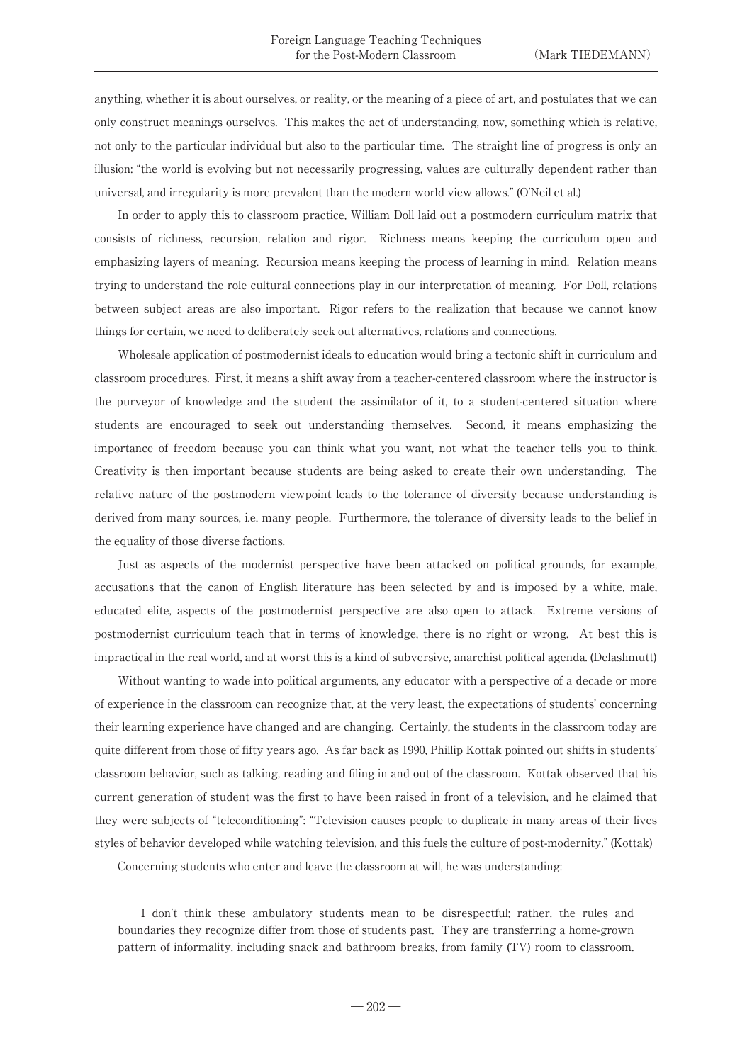anything, whether it is about ourselves, or reality, or the meaning of a piece of art, and postulates that we can only construct meanings ourselves. This makes the act of understanding, now, something which is relative, not only to the particular individual but also to the particular time. The straight line of progress is only an illusion: "the world is evolving but not necessarily progressing, values are culturally dependent rather than universal, and irregularity is more prevalent than the modern world view allows." (O'Neil et al.)

In order to apply this to classroom practice, William Doll laid out a postmodern curriculum matrix that consists of richness, recursion, relation and rigor. Richness means keeping the curriculum open and emphasizing layers of meaning. Recursion means keeping the process of learning in mind. Relation means trying to understand the role cultural connections play in our interpretation of meaning. For Doll, relations between subject areas are also important. Rigor refers to the realization that because we cannot know things for certain, we need to deliberately seek out alternatives, relations and connections.

Wholesale application of postmodernist ideals to education would bring a tectonic shift in curriculum and classroom procedures. First, it means a shift away from a teacher-centered classroom where the instructor is the purveyor of knowledge and the student the assimilator of it, to a student-centered situation where students are encouraged to seek out understanding themselves. Second, it means emphasizing the importance of freedom because you can think what you want, not what the teacher tells you to think. Creativity is then important because students are being asked to create their own understanding. The relative nature of the postmodern viewpoint leads to the tolerance of diversity because understanding is derived from many sources, i.e. many people. Furthermore, the tolerance of diversity leads to the belief in the equality of those diverse factions.

Just as aspects of the modernist perspective have been attacked on political grounds, for example, accusations that the canon of English literature has been selected by and is imposed by a white, male, educated elite, aspects of the postmodernist perspective are also open to attack. Extreme versions of postmodernist curriculum teach that in terms of knowledge, there is no right or wrong. At best this is impractical in the real world, and at worst this is a kind of subversive, anarchist political agenda. (Delashmutt)

Without wanting to wade into political arguments, any educator with a perspective of a decade or more of experience in the classroom can recognize that, at the very least, the expectations of students' concerning their learning experience have changed and are changing. Certainly, the students in the classroom today are quite different from those of fifty years ago. As far back as 1990, Phillip Kottak pointed out shifts in students' classroom behavior, such as talking, reading and filing in and out of the classroom. Kottak observed that his current generation of student was the first to have been raised in front of a television, and he claimed that they were subjects of "teleconditioning": "Television causes people to duplicate in many areas of their lives styles of behavior developed while watching television, and this fuels the culture of post-modernity." (Kottak)

Concerning students who enter and leave the classroom at will, he was understanding:

> I don't think these ambulatory students mean to be disrespectful; rather, the rules and boundaries they recognize differ from those of students past. They are transferring a home-grown pattern of informality, including snack and bathroom breaks, from family (TV) room to classroom.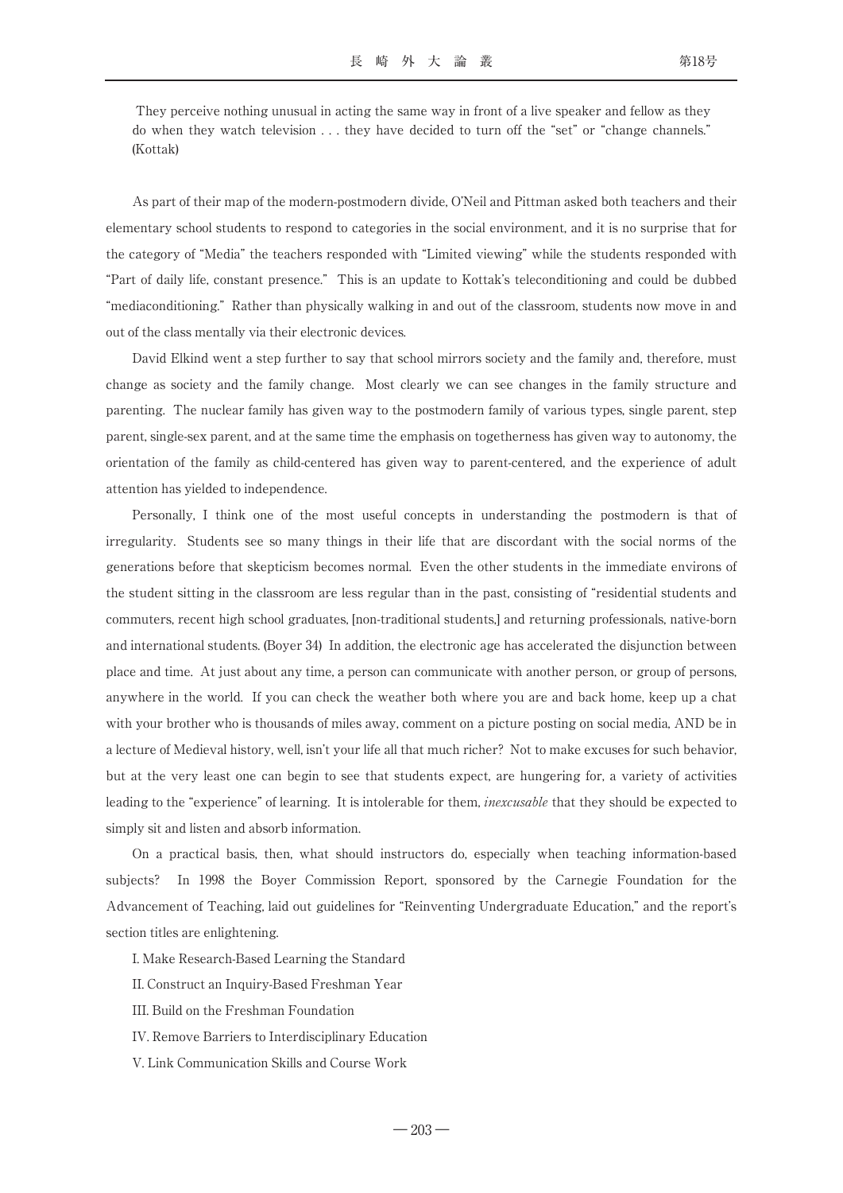They perceive nothing unusual in acting the same way in front of a live speaker and fellow as they do when they watch television . . . they have decided to turn off the "set" or "change channels." (Kottak)

As part of their map of the modern-postmodern divide, O'Neil and Pittman asked both teachers and their elementary school students to respond to categories in the social environment, and it is no surprise that for the category of "Media" the teachers responded with "Limited viewing" while the students responded with "Part of daily life, constant presence." This is an update to Kottak's teleconditioning and could be dubbed "mediaconditioning." Rather than physically walking in and out of the classroom, students now move in and out of the class mentally via their electronic devices.

David Elkind went a step further to say that school mirrors society and the family and, therefore, must change as society and the family change. Most clearly we can see changes in the family structure and parenting. The nuclear family has given way to the postmodern family of various types, single parent, step parent, single-sex parent, and at the same time the emphasis on togetherness has given way to autonomy, the orientation of the family as child-centered has given way to parent-centered, and the experience of adult attention has yielded to independence.

Personally, I think one of the most useful concepts in understanding the postmodern is that of irregularity. Students see so many things in their life that are discordant with the social norms of the generations before that skepticism becomes normal. Even the other students in the immediate environs of the student sitting in the classroom are less regular than in the past, consisting of "residential students and commuters, recent high school graduates, [non-traditional students,] and returning professionals, native-born and international students. (Boyer 34) In addition, the electronic age has accelerated the disjunction between place and time. At just about any time, a person can communicate with another person, or group of persons, anywhere in the world. If you can check the weather both where you are and back home, keep up a chat with your brother who is thousands of miles away, comment on a picture posting on social media, AND be in a lecture of Medieval history, well, isn't your life all that much richer? Not to make excuses for such behavior, but at the very least one can begin to see that students expect, are hungering for, a variety of activities leading to the "experience" of learning. It is intolerable for them, *inexcusable* that they should be expected to simply sit and listen and absorb information.

On a practical basis, then, what should instructors do, especially when teaching information-based subjects? In 1998 the Boyer Commission Report, sponsored by the Carnegie Foundation for the Advancement of Teaching, laid out guidelines for "Reinventing Undergraduate Education," and the report's section titles are enlightening.

I. Make Research-Based Learning the Standard

II. Construct an Inquiry-Based Freshman Year

III. Build on the Freshman Foundation

IV. Remove Barriers to Interdisciplinary Education

V. Link Communication Skills and Course Work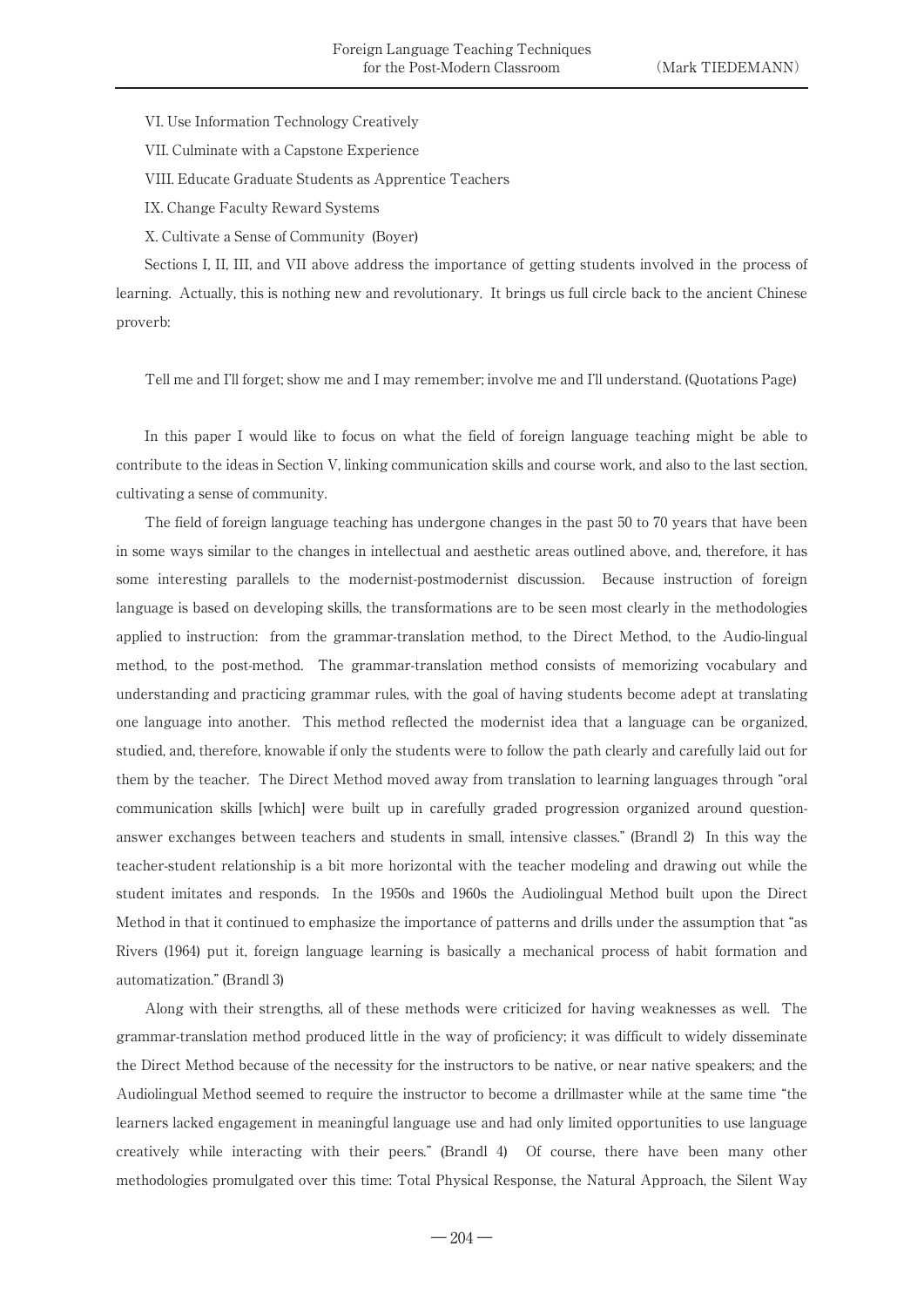VI. Use Information Technology Creatively

VII. Culminate with a Capstone Experience

VIII. Educate Graduate Students as Apprentice Teachers

IX. Change Faculty Reward Systems

X. Cultivate a Sense of Community (Boyer)

Sections I, II, III, and VII above address the importance of getting students involved in the process of learning. Actually, this is nothing new and revolutionary. It brings us full circle back to the ancient Chinese proverb:

Tell me and I'll forget; show me and I may remember; involve me and I'll understand. (Quotations Page)

In this paper I would like to focus on what the field of foreign language teaching might be able to contribute to the ideas in Section V, linking communication skills and course work, and also to the last section, cultivating a sense of community.

The field of foreign language teaching has undergone changes in the past 50 to 70 years that have been in some ways similar to the changes in intellectual and aesthetic areas outlined above, and, therefore, it has some interesting parallels to the modernist-postmodernist discussion. Because instruction of foreign language is based on developing skills, the transformations are to be seen most clearly in the methodologies applied to instruction: from the grammar-translation method, to the Direct Method, to the Audio-lingual method, to the post-method. The grammar-translation method consists of memorizing vocabulary and understanding and practicing grammar rules, with the goal of having students become adept at translating one language into another. This method reflected the modernist idea that a language can be organized, studied, and, therefore, knowable if only the students were to follow the path clearly and carefully laid out for them by the teacher. The Direct Method moved away from translation to learning languages through "oral communication skills [which] were built up in carefully graded progression organized around question-answer exchanges between teachers and students in small, intensive classes." (Brandl 2) In this way the teacher-student relationship is a bit more horizontal with the teacher modeling and drawing out while the student imitates and responds. In the 1950s and 1960s the Audiolingual Method built upon the Direct Method in that it continued to emphasize the importance of patterns and drills under the assumption that "as Rivers (1964) put it, foreign language learning is basically a mechanical process of habit formation and automatization." (Brandl 3)

Along with their strengths, all of these methods were criticized for having weaknesses as well. The grammar-translation method produced little in the way of proficiency; it was difficult to widely disseminate the Direct Method because of the necessity for the instructors to be native, or near native speakers; and the Audiolingual Method seemed to require the instructor to become a drillmaster while at the same time "the learners lacked engagement in meaningful language use and had only limited opportunities to use language creatively while interacting with their peers." (Brandl 4) Of course, there have been many other methodologies promulgated over this time: Total Physical Response, the Natural Approach, the Silent Way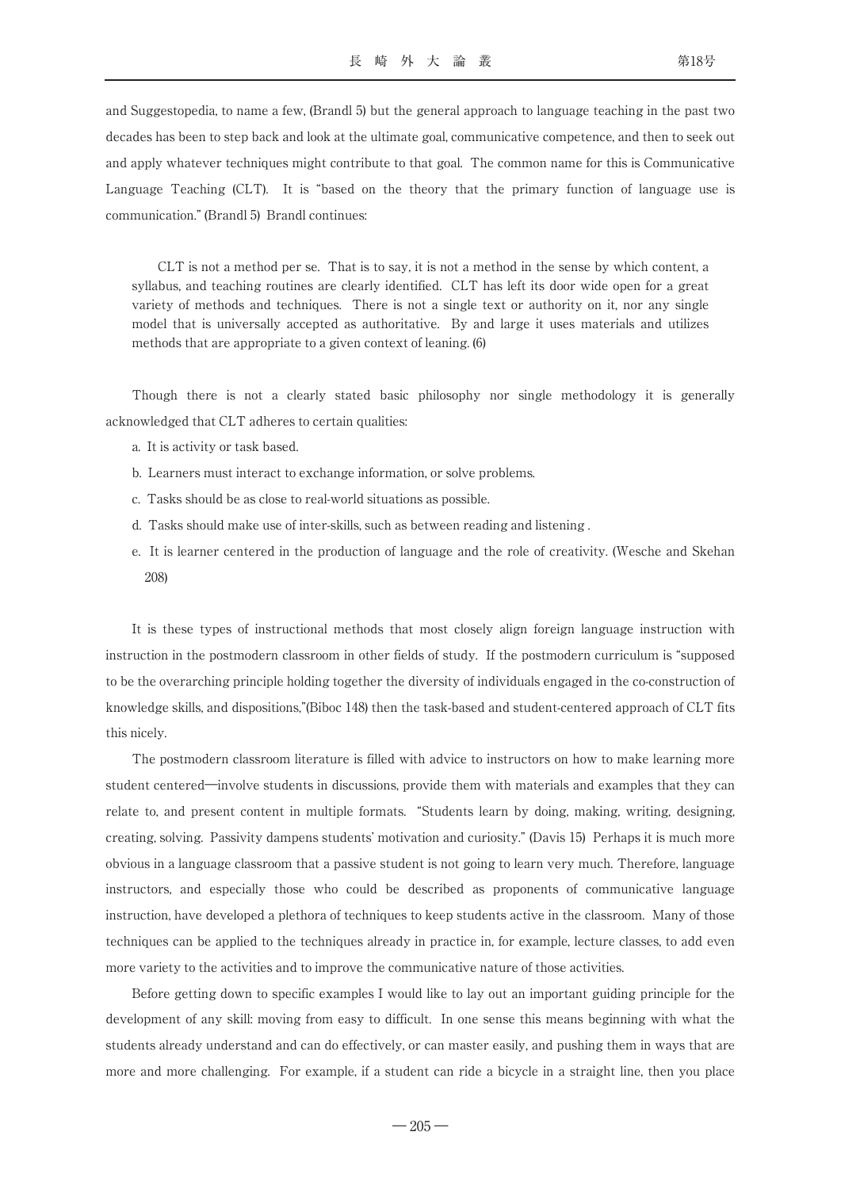and Suggestopedia, to name a few, (Brandl 5) but the general approach to language teaching in the past two decades has been to step back and look at the ultimate goal, communicative competence, and then to seek out and apply whatever techniques might contribute to that goal. The common name for this is Communicative Language Teaching (CLT). It is "based on the theory that the primary function of language use is communication." (Brandl 5) Brandl continues:

> CLT is not a method per se. That is to say, it is not a method in the sense by which content, a syllabus, and teaching routines are clearly identified. CLT has left its door wide open for a great variety of methods and techniques. There is not a single text or authority on it, nor any single model that is universally accepted as authoritative. By and large it uses materials and utilizes methods that are appropriate to a given context of leaning. (6)

Though there is not a clearly stated basic philosophy nor single methodology it is generally acknowledged that CLT adheres to certain qualities:

a. It is activity or task based.

b. Learners must interact to exchange information, or solve problems.

c. Tasks should be as close to real-world situations as possible.

d. Tasks should make use of inter-skills, such as between reading and listening .

e. It is learner centered in the production of language and the role of creativity. (Wesche and Skehan 208)

It is these types of instructional methods that most closely align foreign language instruction with instruction in the postmodern classroom in other fields of study. If the postmodern curriculum is "supposed to be the overarching principle holding together the diversity of individuals engaged in the co-construction of knowledge skills, and dispositions,"(Biboc 148) then the task-based and student-centered approach of CLT fits this nicely.

The postmodern classroom literature is filled with advice to instructors on how to make learning more student centered—involve students in discussions, provide them with materials and examples that they can relate to, and present content in multiple formats. "Students learn by doing, making, writing, designing, creating, solving. Passivity dampens students' motivation and curiosity." (Davis 15) Perhaps it is much more obvious in a language classroom that a passive student is not going to learn very much. Therefore, language instructors, and especially those who could be described as proponents of communicative language instruction, have developed a plethora of techniques to keep students active in the classroom. Many of those techniques can be applied to the techniques already in practice in, for example, lecture classes, to add even more variety to the activities and to improve the communicative nature of those activities.

Before getting down to specific examples I would like to lay out an important guiding principle for the development of any skill: moving from easy to difficult. In one sense this means beginning with what the students already understand and can do effectively, or can master easily, and pushing them in ways that are more and more challenging. For example, if a student can ride a bicycle in a straight line, then you place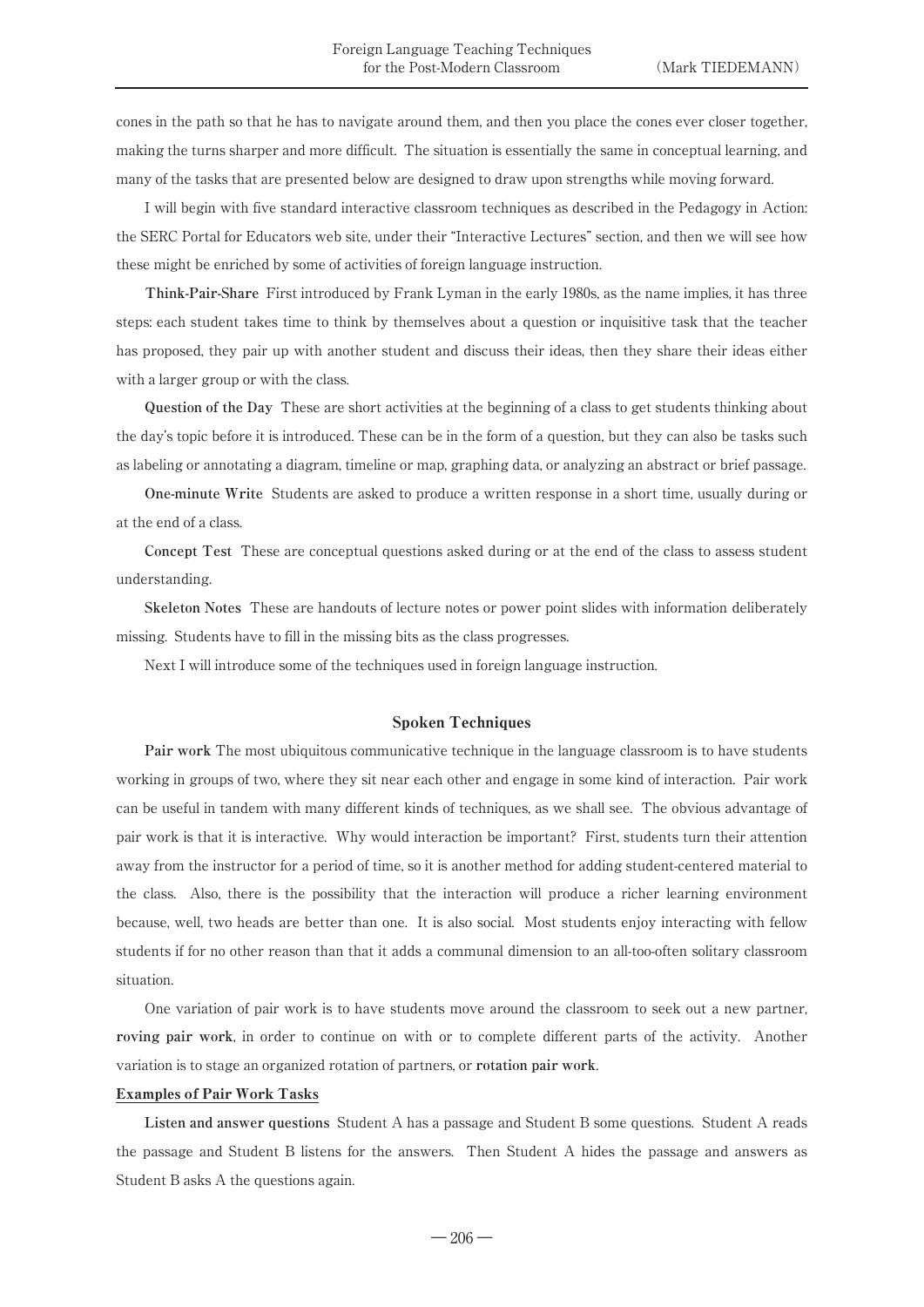cones in the path so that he has to navigate around them, and then you place the cones ever closer together, making the turns sharper and more difficult. The situation is essentially the same in conceptual learning, and many of the tasks that are presented below are designed to draw upon strengths while moving forward.

I will begin with five standard interactive classroom techniques as described in the Pedagogy in Action: the SERC Portal for Educators web site, under their "Interactive Lectures" section, and then we will see how these might be enriched by some of activities of foreign language instruction.

**Think-Pair-Share** First introduced by Frank Lyman in the early 1980s, as the name implies, it has three steps: each student takes time to think by themselves about a question or inquisitive task that the teacher has proposed, they pair up with another student and discuss their ideas, then they share their ideas either with a larger group or with the class.

**Question of the Day** These are short activities at the beginning of a class to get students thinking about the day's topic before it is introduced. These can be in the form of a question, but they can also be tasks such as labeling or annotating a diagram, timeline or map, graphing data, or analyzing an abstract or brief passage.

**One-minute Write** Students are asked to produce a written response in a short time, usually during or at the end of a class.

**Concept Test** These are conceptual questions asked during or at the end of the class to assess student understanding.

**Skeleton Notes** These are handouts of lecture notes or power point slides with information deliberately missing. Students have to fill in the missing bits as the class progresses.

Next I will introduce some of the techniques used in foreign language instruction.

## Spoken Techniques

**Pair work** The most ubiquitous communicative technique in the language classroom is to have students working in groups of two, where they sit near each other and engage in some kind of interaction. Pair work can be useful in tandem with many different kinds of techniques, as we shall see. The obvious advantage of pair work is that it is interactive. Why would interaction be important? First, students turn their attention away from the instructor for a period of time, so it is another method for adding student-centered material to the class. Also, there is the possibility that the interaction will produce a richer learning environment because, well, two heads are better than one. It is also social. Most students enjoy interacting with fellow students if for no other reason than that it adds a communal dimension to an all-too-often solitary classroom situation.

One variation of pair work is to have students move around the classroom to seek out a new partner, **roving pair work**, in order to continue on with or to complete different parts of the activity. Another variation is to stage an organized rotation of partners, or **rotation pair work**.

**Examples of Pair Work Tasks**

**Listen and answer questions** Student A has a passage and Student B some questions. Student A reads the passage and Student B listens for the answers. Then Student A hides the passage and answers as Student B asks A the questions again.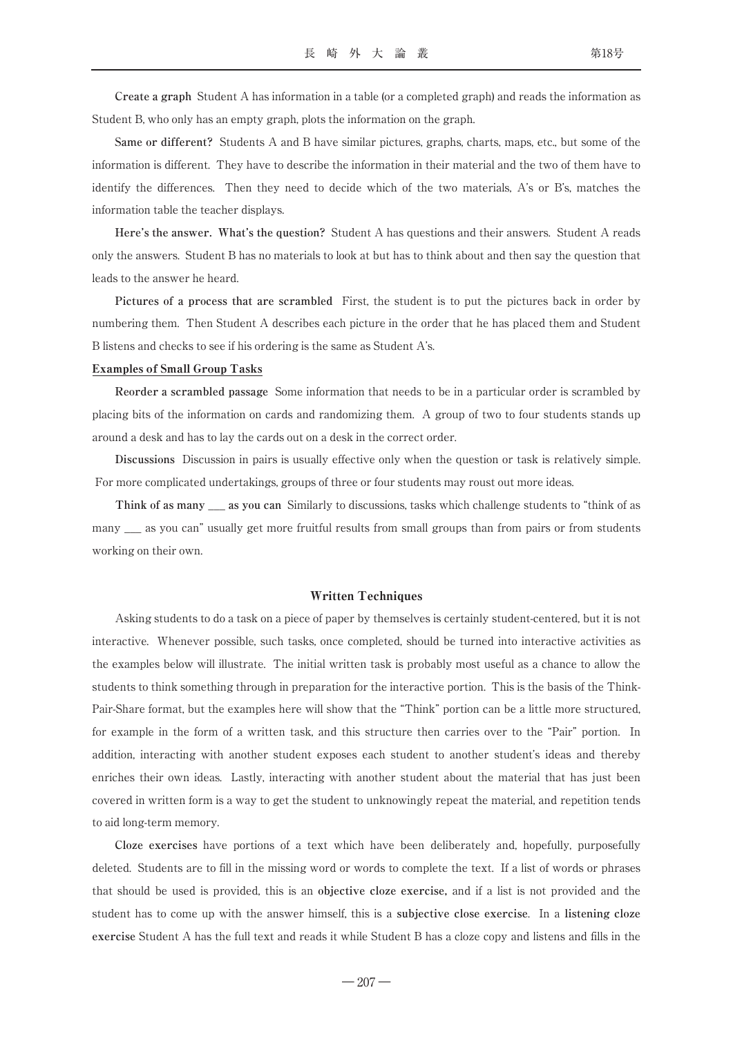**Create a graph** Student A has information in a table (or a completed graph) and reads the information as Student B, who only has an empty graph, plots the information on the graph.

**Same or different?** Students A and B have similar pictures, graphs, charts, maps, etc., but some of the information is different. They have to describe the information in their material and the two of them have to identify the differences. Then they need to decide which of the two materials, A's or B's, matches the information table the teacher displays.

**Here's the answer. What's the question?** Student A has questions and their answers. Student A reads only the answers. Student B has no materials to look at but has to think about and then say the question that leads to the answer he heard.

**Pictures of a process that are scrambled** First, the student is to put the pictures back in order by numbering them. Then Student A describes each picture in the order that he has placed them and Student B listens and checks to see if his ordering is the same as Student A's.

**Examples of Small Group Tasks**

**Reorder a scrambled passage** Some information that needs to be in a particular order is scrambled by placing bits of the information on cards and randomizing them. A group of two to four students stands up around a desk and has to lay the cards out on a desk in the correct order.

**Discussions** Discussion in pairs is usually effective only when the question or task is relatively simple. For more complicated undertakings, groups of three or four students may roust out more ideas.

**Think of as many ___ as you can** Similarly to discussions, tasks which challenge students to "think of as many ___ as you can" usually get more fruitful results from small groups than from pairs or from students working on their own.

## Written Techniques

Asking students to do a task on a piece of paper by themselves is certainly student-centered, but it is not interactive. Whenever possible, such tasks, once completed, should be turned into interactive activities as the examples below will illustrate. The initial written task is probably most useful as a chance to allow the students to think something through in preparation for the interactive portion. This is the basis of the Think-Pair-Share format, but the examples here will show that the "Think" portion can be a little more structured, for example in the form of a written task, and this structure then carries over to the "Pair" portion. In addition, interacting with another student exposes each student to another student's ideas and thereby enriches their own ideas. Lastly, interacting with another student about the material that has just been covered in written form is a way to get the student to unknowingly repeat the material, and repetition tends to aid long-term memory.

**Cloze exercises** have portions of a text which have been deliberately and, hopefully, purposefully deleted. Students are to fill in the missing word or words to complete the text. If a list of words or phrases that should be used is provided, this is an **objective cloze exercise,** and if a list is not provided and the student has to come up with the answer himself, this is a **subjective close exercise**. In a **listening cloze exercise** Student A has the full text and reads it while Student B has a cloze copy and listens and fills in the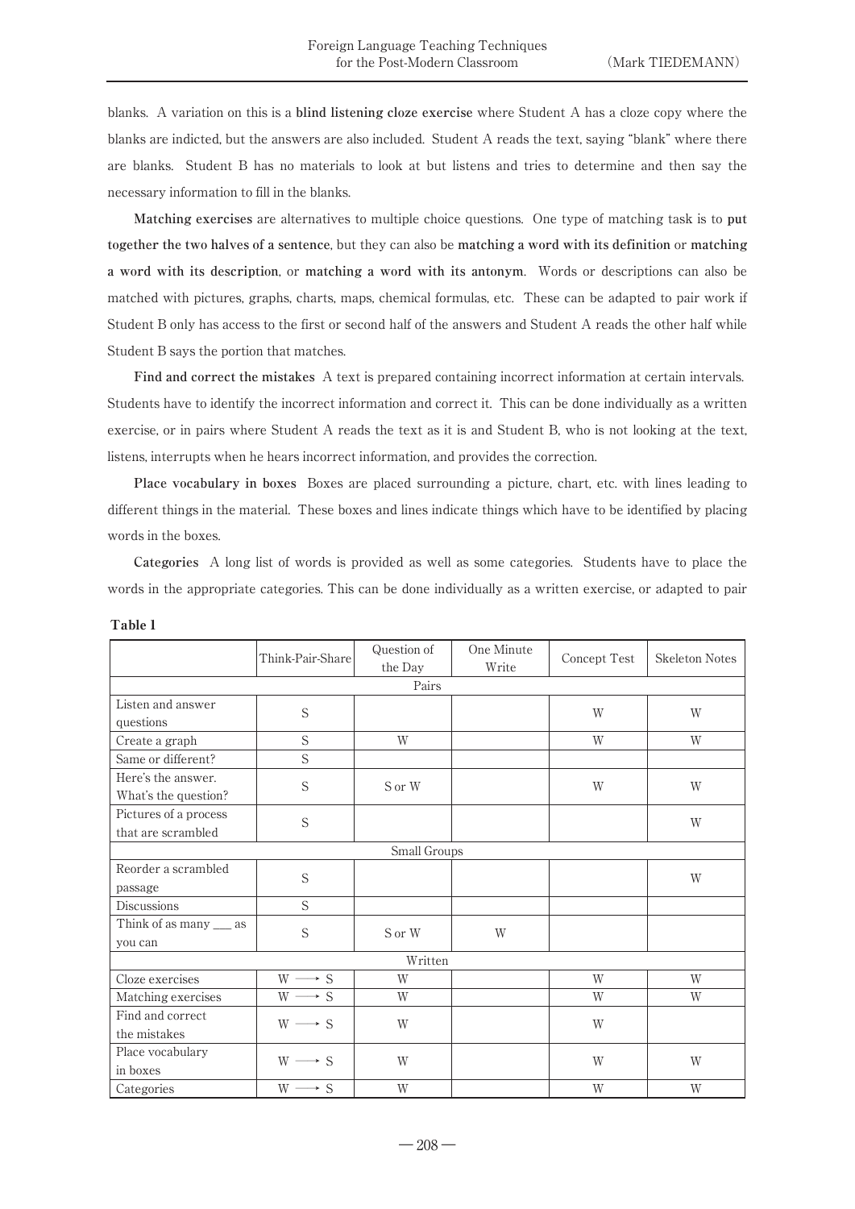blanks. A variation on this is a **blind listening cloze exercise** where Student A has a cloze copy where the blanks are indicted, but the answers are also included. Student A reads the text, saying "blank" where there are blanks. Student B has no materials to look at but listens and tries to determine and then say the necessary information to fill in the blanks.

**Matching exercises** are alternatives to multiple choice questions. One type of matching task is to **put together the two halves of a sentence**, but they can also be **matching a word with its definition** or **matching a word with its description**, or **matching a word with its antonym**. Words or descriptions can also be matched with pictures, graphs, charts, maps, chemical formulas, etc. These can be adapted to pair work if Student B only has access to the first or second half of the answers and Student A reads the other half while Student B says the portion that matches.

**Find and correct the mistakes** A text is prepared containing incorrect information at certain intervals. Students have to identify the incorrect information and correct it. This can be done individually as a written exercise, or in pairs where Student A reads the text as it is and Student B, who is not looking at the text, listens, interrupts when he hears incorrect information, and provides the correction.

**Place vocabulary in boxes** Boxes are placed surrounding a picture, chart, etc. with lines leading to different things in the material. These boxes and lines indicate things which have to be identified by placing words in the boxes.

**Categories** A long list of words is provided as well as some categories. Students have to place the words in the appropriate categories. This can be done individually as a written exercise, or adapted to pair

**Table 1**

| | Think-Pair-Share | Question of the Day | One Minute Write | Concept Test | Skeleton Notes |
|---|---|---|---|---|---|
| **Pairs** | | | | | |
| Listen and answer questions | S | | | W | W |
| Create a graph | S | W | | W | W |
| Same or different? | S | | | | |
| Here's the answer. What's the question? | S | S or W | | W | W |
| Pictures of a process that are scrambled | S | | | | W |
| **Small Groups** | | | | | |
| Reorder a scrambled passage | S | | | | W |
| Discussions | S | | | | |
| Think of as many ___ as you can | S | S or W | W | | |
| **Written** | | | | | |
| Cloze exercises | W → S | W | | W | W |
| Matching exercises | W → S | W | | W | W |
| Find and correct the mistakes | W → S | W | | W | |
| Place vocabulary in boxes | W → S | W | | W | W |
| Categories | W → S | W | | W | W |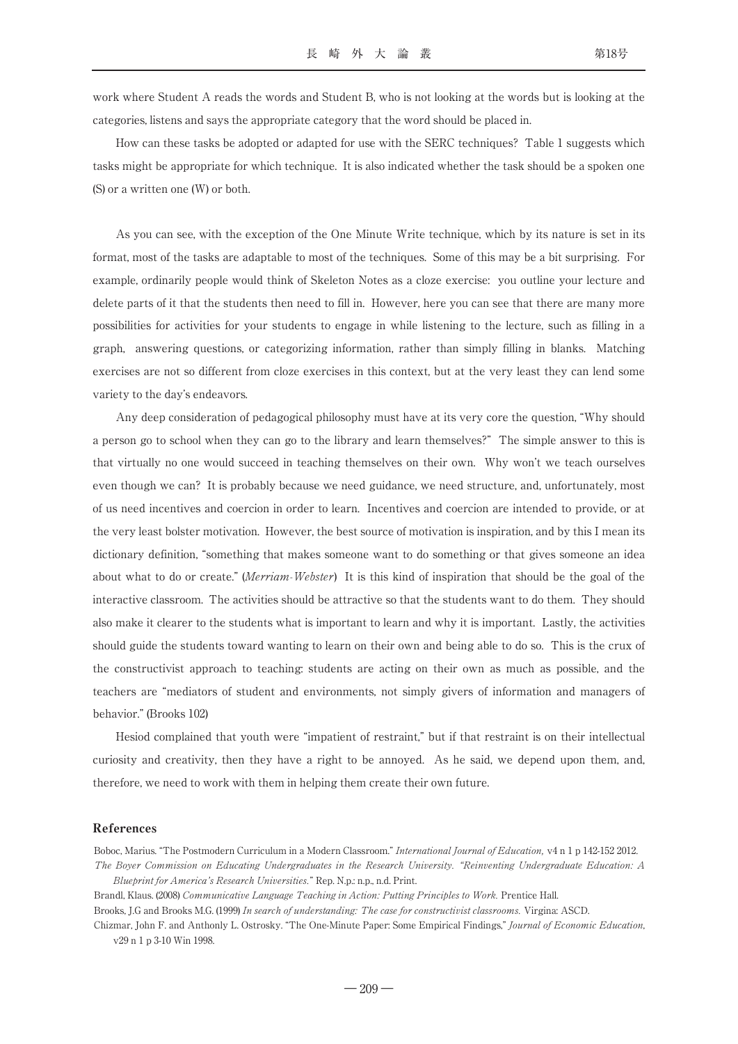work where Student A reads the words and Student B, who is not looking at the words but is looking at the categories, listens and says the appropriate category that the word should be placed in.

How can these tasks be adopted or adapted for use with the SERC techniques? Table 1 suggests which tasks might be appropriate for which technique. It is also indicated whether the task should be a spoken one (S) or a written one (W) or both.

As you can see, with the exception of the One Minute Write technique, which by its nature is set in its format, most of the tasks are adaptable to most of the techniques. Some of this may be a bit surprising. For example, ordinarily people would think of Skeleton Notes as a cloze exercise: you outline your lecture and delete parts of it that the students then need to fill in. However, here you can see that there are many more possibilities for activities for your students to engage in while listening to the lecture, such as filling in a graph, answering questions, or categorizing information, rather than simply filling in blanks. Matching exercises are not so different from cloze exercises in this context, but at the very least they can lend some variety to the day's endeavors.

Any deep consideration of pedagogical philosophy must have at its very core the question, "Why should a person go to school when they can go to the library and learn themselves?" The simple answer to this is that virtually no one would succeed in teaching themselves on their own. Why won't we teach ourselves even though we can? It is probably because we need guidance, we need structure, and, unfortunately, most of us need incentives and coercion in order to learn. Incentives and coercion are intended to provide, or at the very least bolster motivation. However, the best source of motivation is inspiration, and by this I mean its dictionary definition, "something that makes someone want to do something or that gives someone an idea about what to do or create." (*Merriam-Webster*) It is this kind of inspiration that should be the goal of the interactive classroom. The activities should be attractive so that the students want to do them. They should also make it clearer to the students what is important to learn and why it is important. Lastly, the activities should guide the students toward wanting to learn on their own and being able to do so. This is the crux of the constructivist approach to teaching: students are acting on their own as much as possible, and the teachers are "mediators of student and environments, not simply givers of information and managers of behavior." (Brooks 102)

Hesiod complained that youth were "impatient of restraint," but if that restraint is on their intellectual curiosity and creativity, then they have a right to be annoyed. As he said, we depend upon them, and, therefore, we need to work with them in helping them create their own future.

## References

Boboc, Marius. "The Postmodern Curriculum in a Modern Classroom." *International Journal of Education,* v4 n 1 p 142-152 2012.

*The Boyer Commission on Educating Undergraduates in the Research University. "Reinventing Undergraduate Education: A Blueprint for America's Research Universities."* Rep. N.p.: n.p., n.d. Print.

Brandl, Klaus. (2008) *Communicative Language Teaching in Action: Putting Principles to Work.* Prentice Hall.

Brooks, J.G and Brooks M.G. (1999) *In search of understanding: The case for constructivist classrooms.* Virgina: ASCD.

Chizmar, John F. and Anthonly L. Ostrosky. "The One-Minute Paper: Some Empirical Findings," *Journal of Economic Education*, v29 n 1 p 3-10 Win 1998.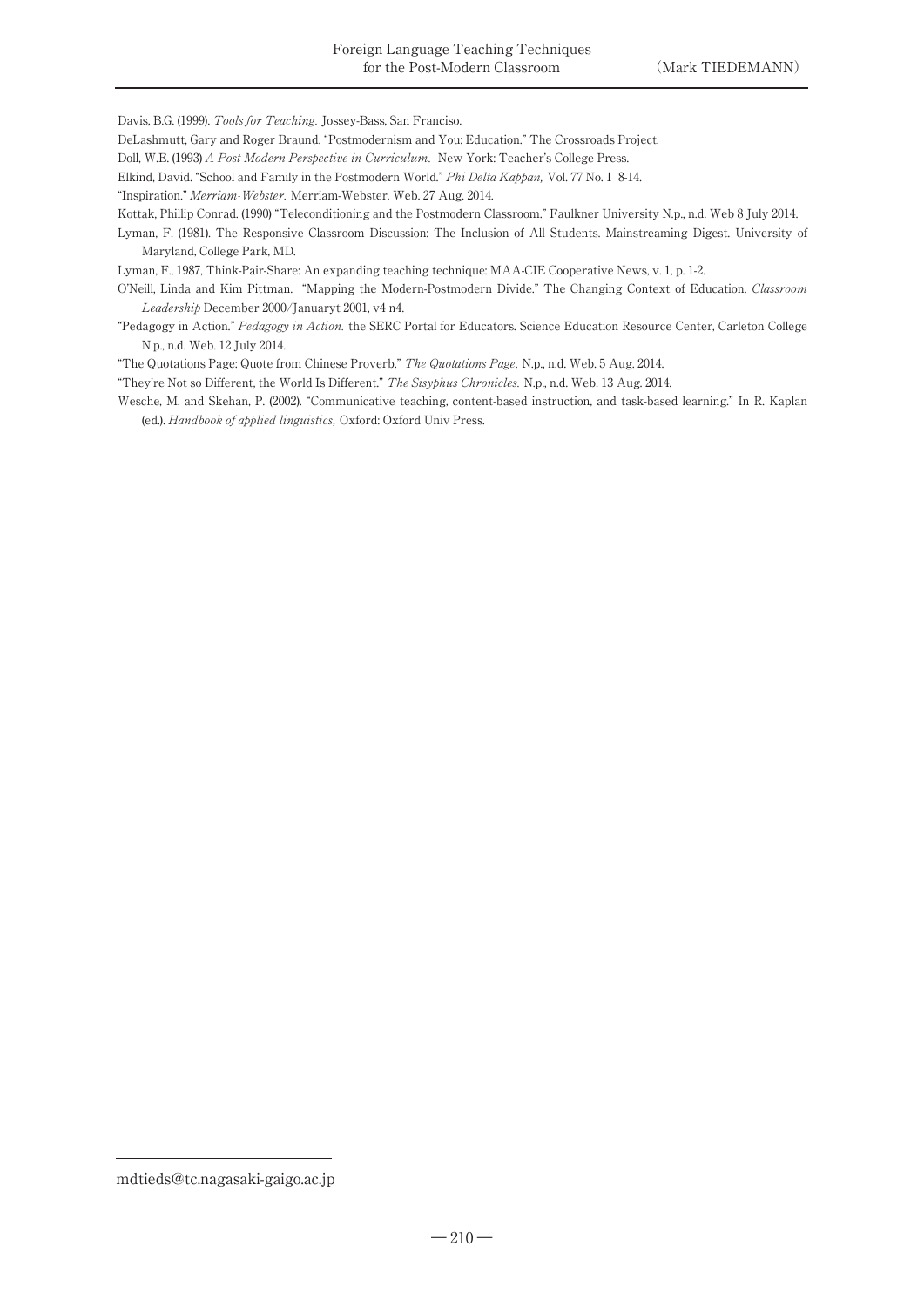Davis, B.G. (1999). *Tools for Teaching.* Jossey-Bass, San Franciso.

DeLashmutt, Gary and Roger Braund. "Postmodernism and You: Education." The Crossroads Project.

Doll, W.E. (1993) *A Post-Modern Perspective in Curriculum.* New York: Teacher's College Press.

Elkind, David. "School and Family in the Postmodern World." *Phi Delta Kappan,* Vol. 77 No. 1 8-14.

"Inspiration." *Merriam-Webster.* Merriam-Webster. Web. 27 Aug. 2014.

Kottak, Phillip Conrad. (1990) "Teleconditioning and the Postmodern Classroom." Faulkner University N.p., n.d. Web 8 July 2014.

Lyman, F. (1981). The Responsive Classroom Discussion: The Inclusion of All Students. Mainstreaming Digest. University of Maryland, College Park, MD.

Lyman, F., 1987, Think-Pair-Share: An expanding teaching technique: MAA-CIE Cooperative News, v. 1, p. 1-2.

O'Neill, Linda and Kim Pittman. "Mapping the Modern-Postmodern Divide." The Changing Context of Education. *Classroom Leadership* December 2000/Januaryt 2001, v4 n4.

"Pedagogy in Action." *Pedagogy in Action.* the SERC Portal for Educators. Science Education Resource Center, Carleton College N.p., n.d. Web. 12 July 2014.

"The Quotations Page: Quote from Chinese Proverb." *The Quotations Page.* N.p., n.d. Web. 5 Aug. 2014.

"They're Not so Different, the World Is Different." *The Sisyphus Chronicles.* N.p., n.d. Web. 13 Aug. 2014.

Wesche, M. and Skehan, P. (2002). "Communicative teaching, content-based instruction, and task-based learning." In R. Kaplan (ed.). *Handbook of applied linguistics,* Oxford: Oxford Univ Press.

---

mdtieds@tc.nagasaki-gaigo.ac.jp